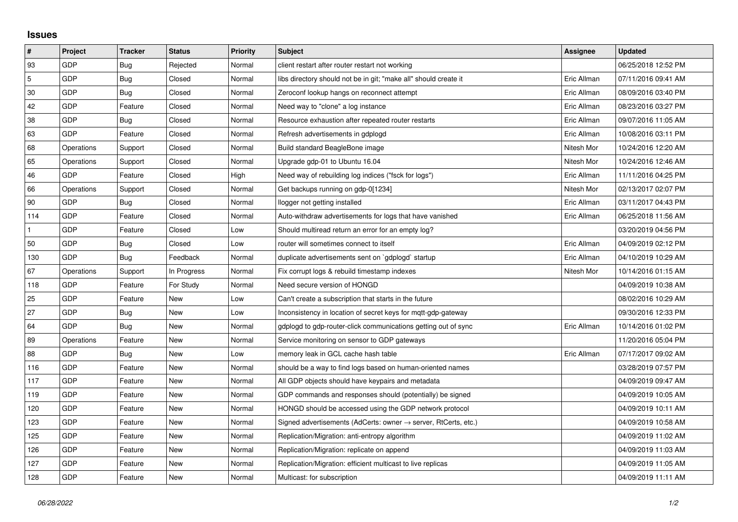# Issues

| # | Project | Tracker | Status | Priority | Subject | Assignee | Updated |
|---|---|---|---|---|---|---|---|
| 93 | GDP | Bug | Rejected | Normal | client restart after router restart not working | | 06/25/2018 12:52 PM |
| 5 | GDP | Bug | Closed | Normal | libs directory should not be in git; "make all" should create it | Eric Allman | 07/11/2016 09:41 AM |
| 30 | GDP | Bug | Closed | Normal | Zeroconf lookup hangs on reconnect attempt | Eric Allman | 08/09/2016 03:40 PM |
| 42 | GDP | Feature | Closed | Normal | Need way to "clone" a log instance | Eric Allman | 08/23/2016 03:27 PM |
| 38 | GDP | Bug | Closed | Normal | Resource exhaustion after repeated router restarts | Eric Allman | 09/07/2016 11:05 AM |
| 63 | GDP | Feature | Closed | Normal | Refresh advertisements in gdplogd | Eric Allman | 10/08/2016 03:11 PM |
| 68 | Operations | Support | Closed | Normal | Build standard BeagleBone image | Nitesh Mor | 10/24/2016 12:20 AM |
| 65 | Operations | Support | Closed | Normal | Upgrade gdp-01 to Ubuntu 16.04 | Nitesh Mor | 10/24/2016 12:46 AM |
| 46 | GDP | Feature | Closed | High | Need way of rebuilding log indices ("fsck for logs") | Eric Allman | 11/11/2016 04:25 PM |
| 66 | Operations | Support | Closed | Normal | Get backups running on gdp-0[1234] | Nitesh Mor | 02/13/2017 02:07 PM |
| 90 | GDP | Bug | Closed | Normal | llogger not getting installed | Eric Allman | 03/11/2017 04:43 PM |
| 114 | GDP | Feature | Closed | Normal | Auto-withdraw advertisements for logs that have vanished | Eric Allman | 06/25/2018 11:56 AM |
| 1 | GDP | Feature | Closed | Low | Should multiread return an error for an empty log? | | 03/20/2019 04:56 PM |
| 50 | GDP | Bug | Closed | Low | router will sometimes connect to itself | Eric Allman | 04/09/2019 02:12 PM |
| 130 | GDP | Bug | Feedback | Normal | duplicate advertisements sent on `gdplogd` startup | Eric Allman | 04/10/2019 10:29 AM |
| 67 | Operations | Support | In Progress | Normal | Fix corrupt logs & rebuild timestamp indexes | Nitesh Mor | 10/14/2016 01:15 AM |
| 118 | GDP | Feature | For Study | Normal | Need secure version of HONGD | | 04/09/2019 10:38 AM |
| 25 | GDP | Feature | New | Low | Can't create a subscription that starts in the future | | 08/02/2016 10:29 AM |
| 27 | GDP | Bug | New | Low | Inconsistency in location of secret keys for mqtt-gdp-gateway | | 09/30/2016 12:33 PM |
| 64 | GDP | Bug | New | Normal | gdplogd to gdp-router-click communications getting out of sync | Eric Allman | 10/14/2016 01:02 PM |
| 89 | Operations | Feature | New | Normal | Service monitoring on sensor to GDP gateways | | 11/20/2016 05:04 PM |
| 88 | GDP | Bug | New | Low | memory leak in GCL cache hash table | Eric Allman | 07/17/2017 09:02 AM |
| 116 | GDP | Feature | New | Normal | should be a way to find logs based on human-oriented names | | 03/28/2019 07:57 PM |
| 117 | GDP | Feature | New | Normal | All GDP objects should have keypairs and metadata | | 04/09/2019 09:47 AM |
| 119 | GDP | Feature | New | Normal | GDP commands and responses should (potentially) be signed | | 04/09/2019 10:05 AM |
| 120 | GDP | Feature | New | Normal | HONGD should be accessed using the GDP network protocol | | 04/09/2019 10:11 AM |
| 123 | GDP | Feature | New | Normal | Signed advertisements (AdCerts: owner → server, RtCerts, etc.) | | 04/09/2019 10:58 AM |
| 125 | GDP | Feature | New | Normal | Replication/Migration: anti-entropy algorithm | | 04/09/2019 11:02 AM |
| 126 | GDP | Feature | New | Normal | Replication/Migration: replicate on append | | 04/09/2019 11:03 AM |
| 127 | GDP | Feature | New | Normal | Replication/Migration: efficient multicast to live replicas | | 04/09/2019 11:05 AM |
| 128 | GDP | Feature | New | Normal | Multicast: for subscription | | 04/09/2019 11:11 AM |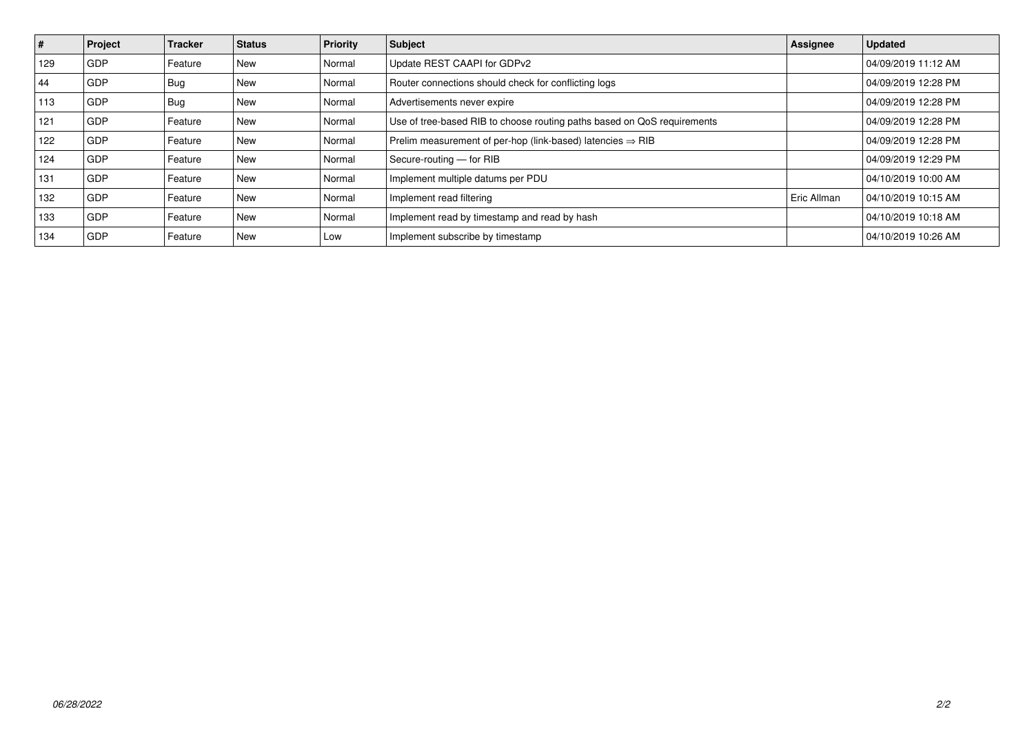| # | Project | Tracker | Status | Priority | Subject | Assignee | Updated |
|---|---|---|---|---|---|---|---|
| 129 | GDP | Feature | New | Normal | Update REST CAAPI for GDPv2 | | 04/09/2019 11:12 AM |
| 44 | GDP | Bug | New | Normal | Router connections should check for conflicting logs | | 04/09/2019 12:28 PM |
| 113 | GDP | Bug | New | Normal | Advertisements never expire | | 04/09/2019 12:28 PM |
| 121 | GDP | Feature | New | Normal | Use of tree-based RIB to choose routing paths based on QoS requirements | | 04/09/2019 12:28 PM |
| 122 | GDP | Feature | New | Normal | Prelim measurement of per-hop (link-based) latencies ⇒ RIB | | 04/09/2019 12:28 PM |
| 124 | GDP | Feature | New | Normal | Secure-routing — for RIB | | 04/09/2019 12:29 PM |
| 131 | GDP | Feature | New | Normal | Implement multiple datums per PDU | | 04/10/2019 10:00 AM |
| 132 | GDP | Feature | New | Normal | Implement read filtering | Eric Allman | 04/10/2019 10:15 AM |
| 133 | GDP | Feature | New | Normal | Implement read by timestamp and read by hash | | 04/10/2019 10:18 AM |
| 134 | GDP | Feature | New | Low | Implement subscribe by timestamp | | 04/10/2019 10:26 AM |